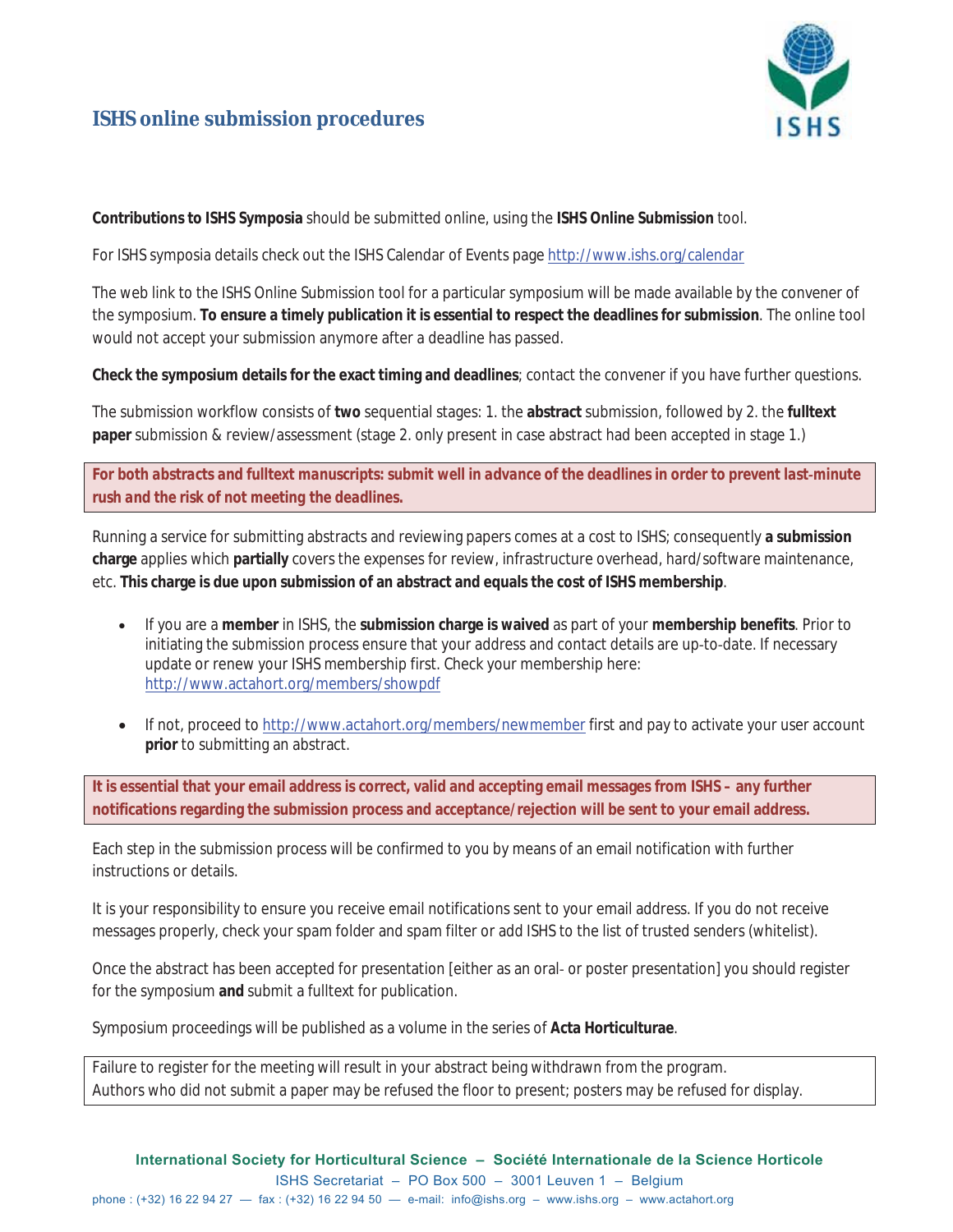# ISHS online submission procedures

**Contributions to ISHS Symposia** should be submitted online, using the **ISHS Online Submission** tool.

For ISHS symposia details check out the ISHS Calendar of Events page http://www.ishs.org/calendar

The web link to the ISHS Online Submission tool for a particular symposium will be made available by the convener of the symposium. **To ensure a timely publication it is essential to respect the deadlines for submission**. The online tool would not accept your submission anymore after a deadline has passed.

**Check the symposium details for the exact timing and deadlines**; contact the convener if you have further questions.

The submission workflow consists of **two** sequential stages: 1. the **abstract** submission, followed by 2. the **fulltext paper** submission & review/assessment (stage 2. only present in case abstract had been accepted in stage 1.)

***For both abstracts and fulltext manuscripts: submit well in advance of the deadlines in order to prevent last-minute rush and the risk of not meeting the deadlines.***

Running a service for submitting abstracts and reviewing papers comes at a cost to ISHS; consequently **a submission charge** applies which **partially** covers the expenses for review, infrastructure overhead, hard/software maintenance, etc. **This charge is due upon submission of an abstract and equals the cost of ISHS membership**.

- If you are a **member** in ISHS, the **submission charge is waived** as part of your **membership benefits**. Prior to initiating the submission process ensure that your address and contact details are up-to-date. If necessary update or renew your ISHS membership first. Check your membership here: http://www.actahort.org/members/showpdf

- If not, proceed to http://www.actahort.org/members/newmember first and pay to activate your user account **prior** to submitting an abstract.

**It is essential that your email address is correct, valid and accepting email messages from ISHS – any further notifications regarding the submission process and acceptance/rejection will be sent to your email address.**

Each step in the submission process will be confirmed to you by means of an email notification with further instructions or details.

It is your responsibility to ensure you receive email notifications sent to your email address. If you do not receive messages properly, check your spam folder and spam filter or add ISHS to the list of trusted senders (whitelist).

Once the abstract has been accepted for presentation [either as an oral- or poster presentation] you should register for the symposium **and** submit a fulltext for publication.

Symposium proceedings will be published as a volume in the series of **Acta Horticulturae**.

Failure to register for the meeting will result in your abstract being withdrawn from the program.
Authors who did not submit a paper may be refused the floor to present; posters may be refused for display.

**International Society for Horticultural Science – Société Internationale de la Science Horticole**
ISHS Secretariat – PO Box 500 – 3001 Leuven 1 – Belgium
phone : (+32) 16 22 94 27 — fax : (+32) 16 22 94 50 — e-mail: info@ishs.org – www.ishs.org – www.actahort.org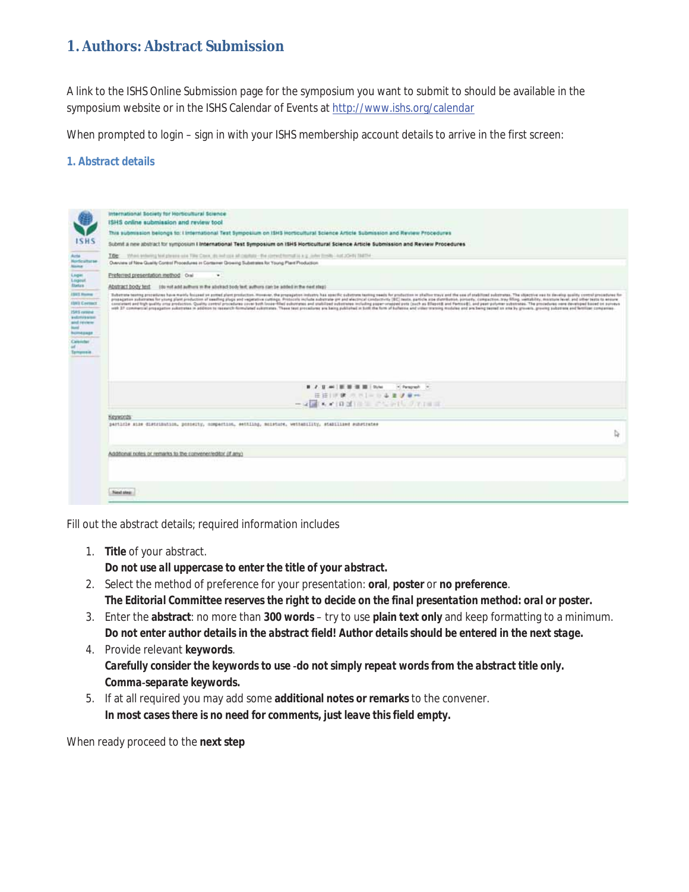# 1. Authors: Abstract Submission

A link to the ISHS Online Submission page for the symposium you want to submit to should be available in the symposium website or in the ISHS Calendar of Events at http://www.ishs.org/calendar

When prompted to login – sign in with your ISHS membership account details to arrive in the first screen:

### 1. Abstract details

Fill out the abstract details; required information includes

1. **Title** of your abstract.
   **Do not use all uppercase to enter the title of your abstract.**
2. Select the method of preference for your presentation: **oral**, **poster** or **no preference**.
   **The Editorial Committee reserves the right to decide on the final presentation method: oral or poster.**
3. Enter the **abstract**: no more than **300 words** – try to use **plain text only** and keep formatting to a minimum.
   **Do not enter author details in the abstract field! Author details should be entered in the next stage.**
4. Provide relevant **keywords**.
   **Carefully consider the keywords to use -do not simply repeat words from the abstract title only.**
   **Comma-separate keywords.**
5. If at all required you may add some **additional notes or remarks** to the convener.
   **In most cases there is no need for comments, just leave this field empty.**

When ready proceed to the **next step**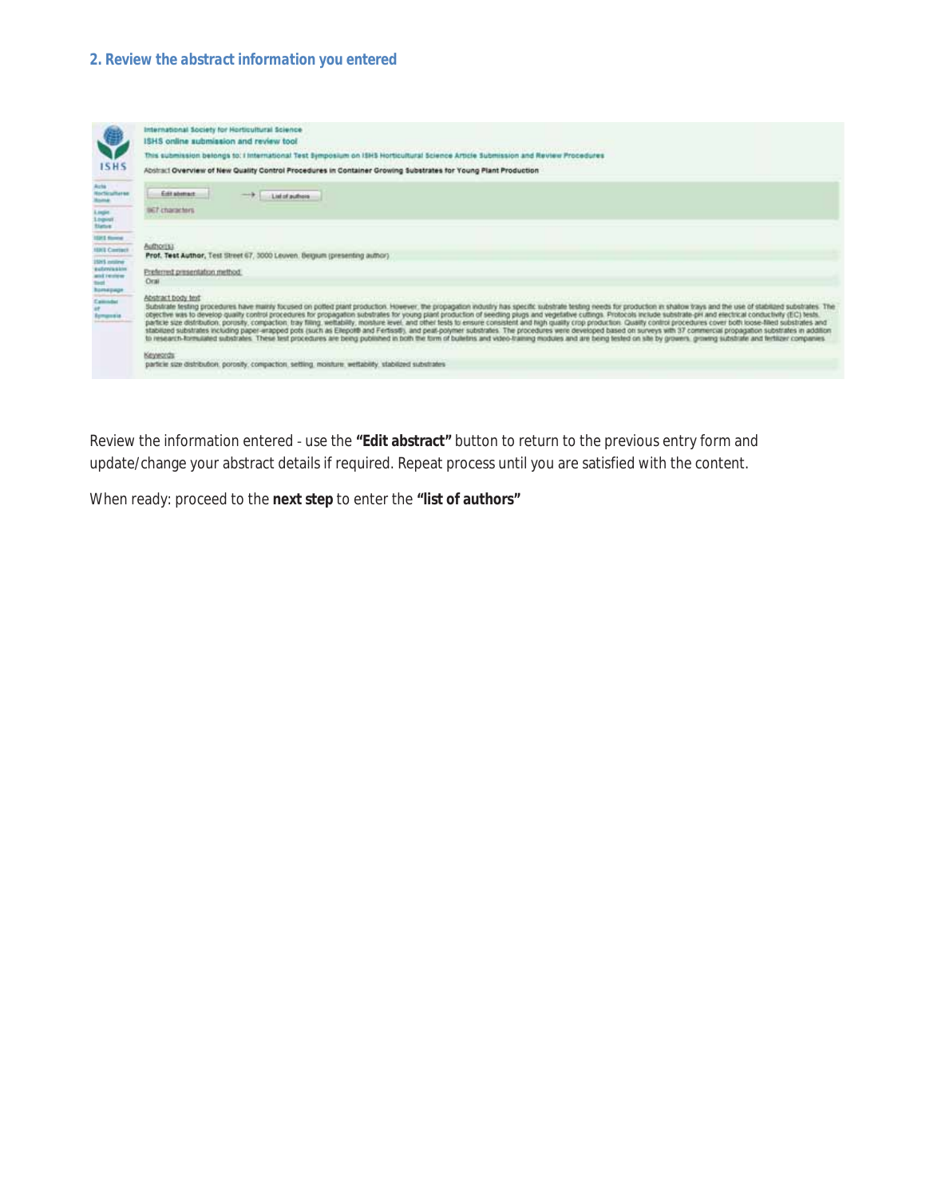## 2. Review the abstract information you entered

International Society for Horticultural Science

ISHS online submission and review tool

This submission belongs to: I International Test Symposium on ISHS Horticultural Science Article Submission and Review Procedures

Abstract **Overview of New Quality Control Procedures in Container Growing Substrates for Young Plant Production**

Edit abstract → List of authors

967 characters

Author(s)

**Prof. Test Author,** Test Street 67, 3000 Leuven, Belgium (presenting author)

Preferred presentation method

Oral

Abstract body text

Substrate testing procedures have mainly focused on potted plant production. However, the propagation industry has specific substrate testing needs for production in shallow trays and the use of stabilized substrates. The objective was to develop quality control procedures for propagation substrates for young plant production of seedling plugs and vegetative cuttings. Protocols include substrate-pH and electrical conductivity (EC) tests, particle size distribution, porosity, compaction, tray filling, wettability, moisture level, and other tests to ensure consistent and high quality crop production. Quality control procedures cover both loose-filled substrates and stabilized substrates including paper-wrapped pots (such as Ellepot® and Fertiss®), and peat-polymer substrates. The procedures were developed based on surveys with 37 commercial propagation substrates in addition to research-formulated substrates. These test procedures are being published in both the form of bulletins and video-training modules and are being tested on site by growers, growing substrate and fertilizer companies.

Keywords

particle size distribution, porosity, compaction, settling, moisture, wettability, stabilized substrates

Review the information entered - use the **"Edit abstract"** button to return to the previous entry form and update/change your abstract details if required. Repeat process until you are satisfied with the content.

When ready: proceed to the **next step** to enter the **"list of authors"**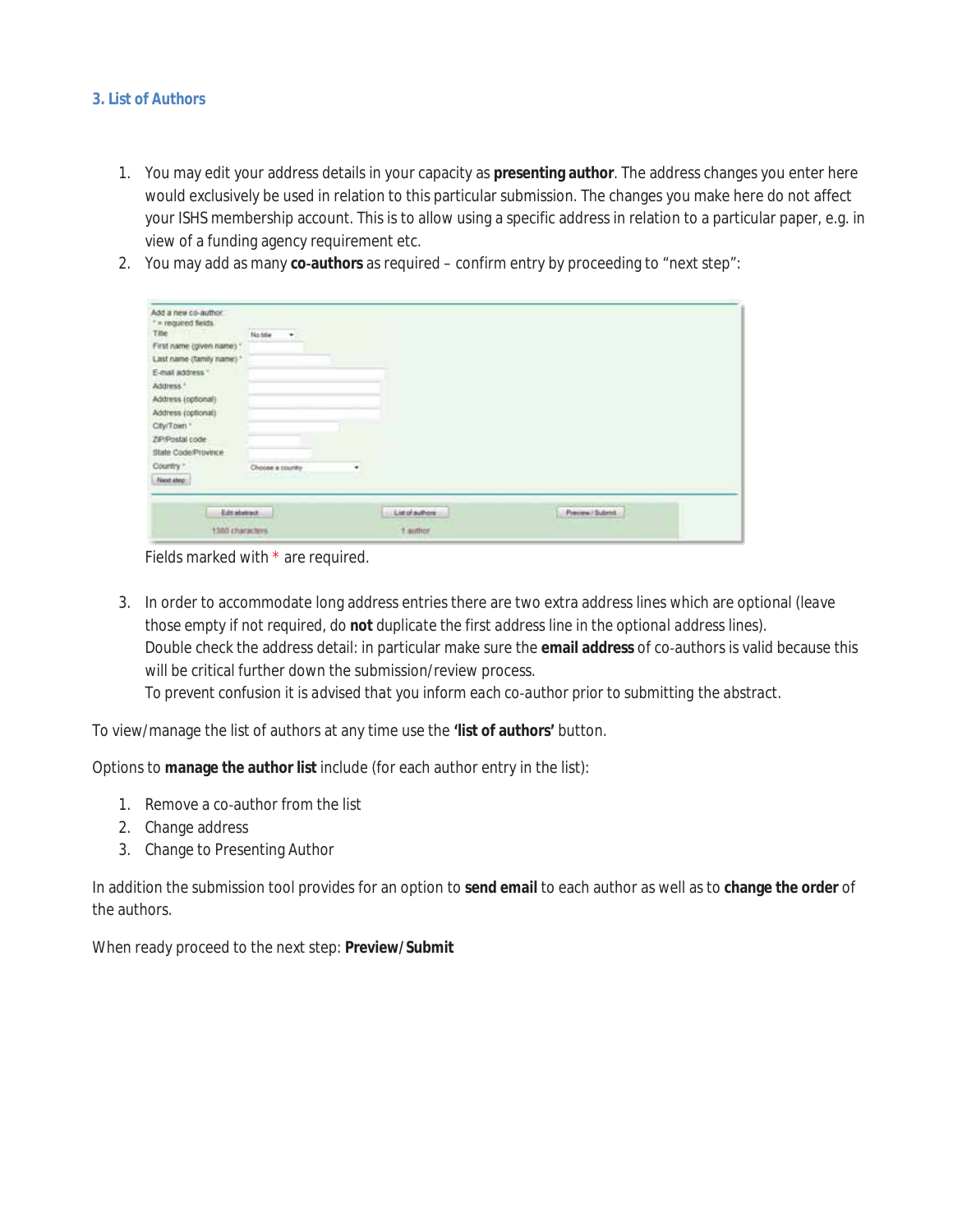### 3. List of Authors

1. You may edit your address details in your capacity as **presenting author**. The address changes you enter here would exclusively be used in relation to this particular submission. The changes you make here do not affect your ISHS membership account. This is to allow using a specific address in relation to a particular paper, e.g. in view of a funding agency requirement etc.
2. You may add as many **co-authors** as required – confirm entry by proceeding to "next step":

   Fields marked with * are required.

3. In order to accommodate long address entries there are two extra address lines which are optional (leave those empty if not required, do **not** duplicate the first address line in the optional address lines).
   Double check the address detail: in particular make sure the **email address** of co-authors is valid because this will be critical further down the submission/review process.
   To prevent confusion it is advised that you inform each co-author prior to submitting the abstract.

To view/manage the list of authors at any time use the **'list of authors'** button.

Options to **manage the author list** include (for each author entry in the list):

1. Remove a co-author from the list
2. Change address
3. Change to Presenting Author

In addition the submission tool provides for an option to **send email** to each author as well as to **change the order** of the authors.

When ready proceed to the next step: **Preview/Submit**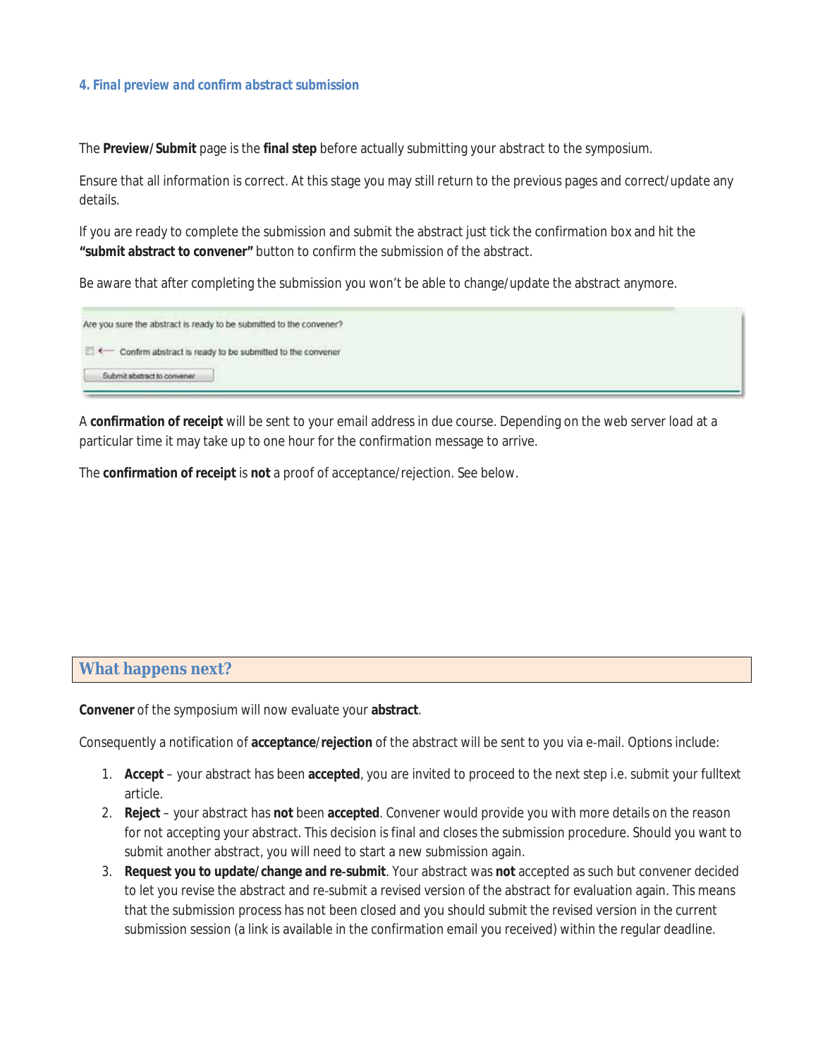#### *4. Final preview and confirm abstract submission*

The **Preview/Submit** page is the **final step** before actually submitting your abstract to the symposium.

Ensure that all information is correct. At this stage you may still return to the previous pages and correct/update any details.

If you are ready to complete the submission and submit the abstract just tick the confirmation box and hit the **"submit abstract to convener"** button to confirm the submission of the abstract.

Be aware that after completing the submission you won't be able to change/update the abstract anymore.

Are you sure the abstract is ready to be submitted to the convener?

☐ ← Confirm abstract is ready to be submitted to the convener

Submit abstract to convener

A **confirmation of receipt** will be sent to your email address in due course. Depending on the web server load at a particular time it may take up to one hour for the confirmation message to arrive.

The **confirmation of receipt** is **not** a proof of acceptance/rejection. See below.

## What happens next?

**Convener** of the symposium will now evaluate your **abstract**.

Consequently a notification of **acceptance**/**rejection** of the abstract will be sent to you via e-mail. Options include:

1. **Accept** – your abstract has been **accepted**, you are invited to proceed to the next step i.e. submit your fulltext article.
2. **Reject** – your abstract has **not** been **accepted**. Convener would provide you with more details on the reason for not accepting your abstract. This decision is final and closes the submission procedure. Should you want to submit another abstract, you will need to start a new submission again.
3. **Request you to update/change and re-submit**. Your abstract was **not** accepted as such but convener decided to let you revise the abstract and re-submit a revised version of the abstract for evaluation again. This means that the submission process has not been closed and you should submit the revised version in the current submission session (a link is available in the confirmation email you received) within the regular deadline.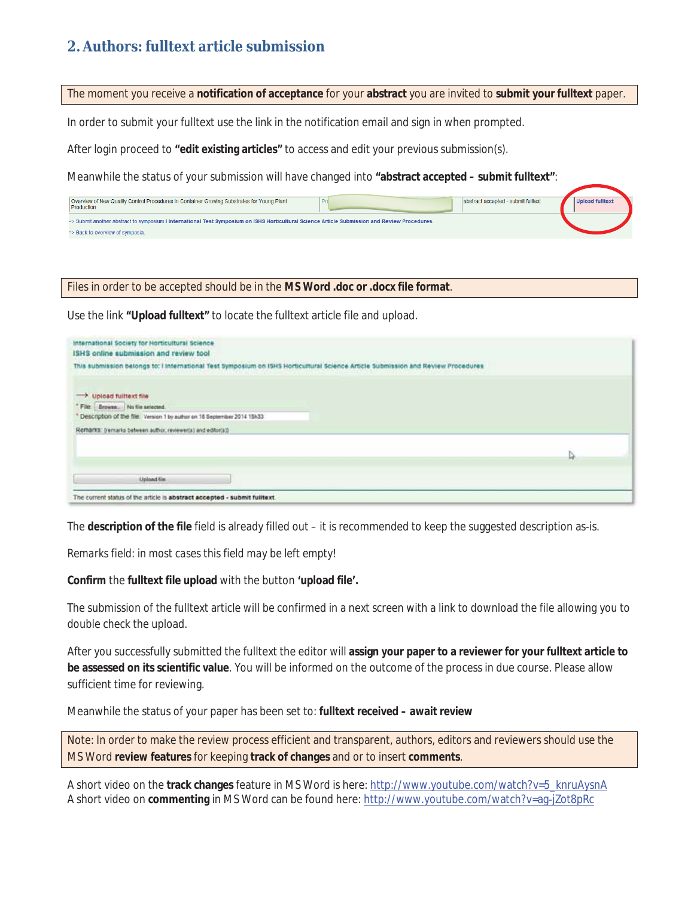## 2. Authors: fulltext article submission

The moment you receive a **notification of acceptance** for your **abstract** you are invited to **submit your fulltext** paper.

In order to submit your fulltext use the link in the notification email and sign in when prompted.

After login proceed to **"edit existing articles"** to access and edit your previous submission(s).

Meanwhile the status of your submission will have changed into **"abstract accepted – submit fulltext"**:

Overview of New Quality Control Procedures in Container Growing Substrates for Young Plant Production

abstract accepted - submit fulltext

Upload fulltext

=> Submit another abstract to symposium I International Test Symposium on ISHS Horticultural Science Article Submission and Review Procedures

=> Back to overview of symposia.

Files in order to be accepted should be in the **MS Word .doc or .docx file format**.

Use the link **"Upload fulltext"** to locate the fulltext article file and upload.

International Society for Horticultural Science
ISHS online submission and review tool
This submission belongs to: I International Test Symposium on ISHS Horticultural Science Article Submission and Review Procedures

→ Upload fulltext file
* File: Browse... No file selected.
* Description of the file: Version 1 by author on 16 September 2014 15h33
Remarks: (remarks between author, reviewer(s) and editor(s))

Upload file

The current status of the article is **abstract accepted - submit fulltext**

The **description of the file** field is already filled out – it is recommended to keep the suggested description as-is.

Remarks field: in most cases this field may be left empty!

**Confirm** the **fulltext file upload** with the button **'upload file'.**

The submission of the fulltext article will be confirmed in a next screen with a link to download the file allowing you to double check the upload.

After you successfully submitted the fulltext the editor will **assign your paper to a reviewer for your fulltext article to be assessed on its scientific value**. You will be informed on the outcome of the process in due course. Please allow sufficient time for reviewing.

Meanwhile the status of your paper has been set to: **fulltext received – await review**

Note: In order to make the review process efficient and transparent, authors, editors and reviewers should use the MS Word **review features** for keeping **track of changes** and or to insert **comments**.

A short video on the **track changes** feature in MS Word is here: http://www.youtube.com/watch?v=5_knruAysnA
A short video on **commenting** in MS Word can be found here: http://www.youtube.com/watch?v=ag-jZot8pRc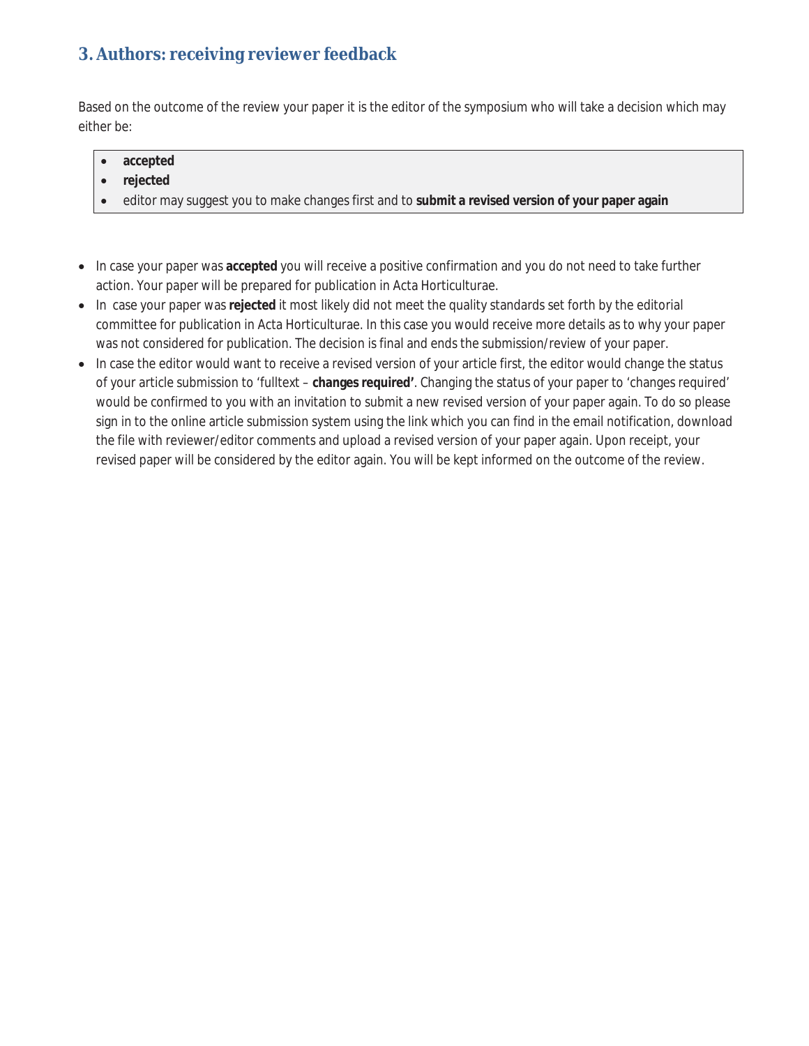## 3. Authors: receiving reviewer feedback

Based on the outcome of the review your paper it is the editor of the symposium who will take a decision which may either be:

- **accepted**
- **rejected**
- editor may suggest you to make changes first and to **submit a revised version of your paper again**

- In case your paper was **accepted** you will receive a positive confirmation and you do not need to take further action. Your paper will be prepared for publication in Acta Horticulturae.
- In case your paper was **rejected** it most likely did not meet the quality standards set forth by the editorial committee for publication in Acta Horticulturae. In this case you would receive more details as to why your paper was not considered for publication. The decision is final and ends the submission/review of your paper.
- In case the editor would want to receive a revised version of your article first, the editor would change the status of your article submission to 'fulltext – **changes required'**. Changing the status of your paper to 'changes required' would be confirmed to you with an invitation to submit a new revised version of your paper again. To do so please sign in to the online article submission system using the link which you can find in the email notification, download the file with reviewer/editor comments and upload a revised version of your paper again. Upon receipt, your revised paper will be considered by the editor again. You will be kept informed on the outcome of the review.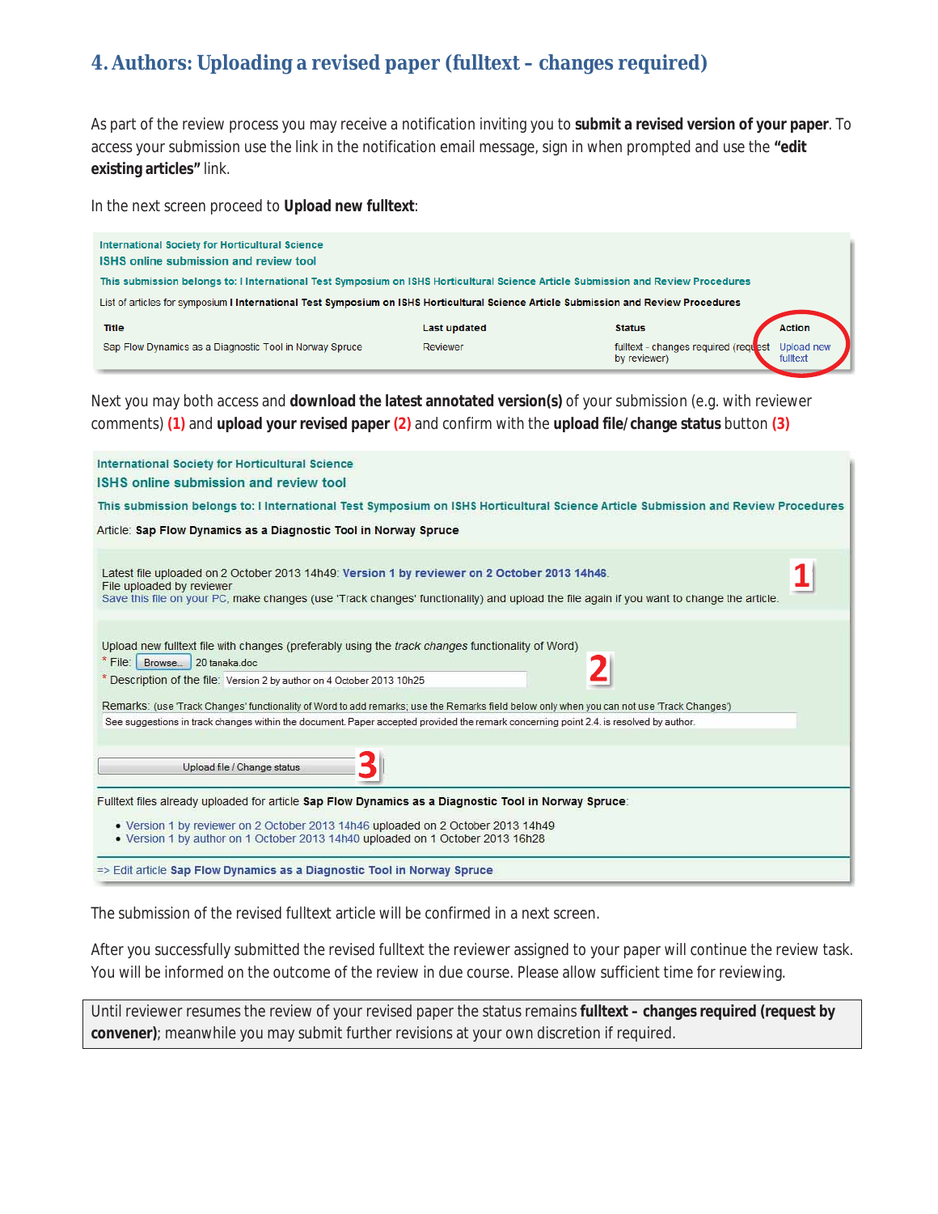## 4. Authors: Uploading a revised paper (fulltext – changes required)

As part of the review process you may receive a notification inviting you to **submit a revised version of your paper**. To access your submission use the link in the notification email message, sign in when prompted and use the **"edit existing articles"** link.

In the next screen proceed to **Upload new fulltext**:

International Society for Horticultural Science
ISHS online submission and review tool
This submission belongs to: I International Test Symposium on ISHS Horticultural Science Article Submission and Review Procedures
List of articles for symposium **I International Test Symposium on ISHS Horticultural Science Article Submission and Review Procedures**

| Title | Last updated | Status | Action |
|---|---|---|---|
| Sap Flow Dynamics as a Diagnostic Tool in Norway Spruce | Reviewer | fulltext - changes required (request by reviewer) | Upload new fulltext |

Next you may both access and **download the latest annotated version(s)** of your submission (e.g. with reviewer comments) **(1)** and **upload your revised paper (2)** and confirm with the **upload file/change status** button **(3)**

International Society for Horticultural Science
ISHS online submission and review tool
This submission belongs to: I International Test Symposium on ISHS Horticultural Science Article Submission and Review Procedures
Article: **Sap Flow Dynamics as a Diagnostic Tool in Norway Spruce**

Latest file uploaded on 2 October 2013 14h49: Version 1 by reviewer on 2 October 2013 14h46.
File uploaded by reviewer
Save this file on your PC, make changes (use 'Track changes' functionality) and upload the file again if you want to change the article. **1**

Upload new fulltext file with changes (preferably using the *track changes* functionality of Word)
\* File: Browse... 20 tanaka.doc
\* Description of the file: Version 2 by author on 4 October 2013 10h25 **2**

Remarks: (use 'Track Changes' functionality of Word to add remarks; use the Remarks field below only when you can not use 'Track Changes')
See suggestions in track changes within the document. Paper accepted provided the remark concerning point 2.4. is resolved by author.

Upload file / Change status **3**

Fulltext files already uploaded for article **Sap Flow Dynamics as a Diagnostic Tool in Norway Spruce**:

- Version 1 by reviewer on 2 October 2013 14h46 uploaded on 2 October 2013 14h49
- Version 1 by author on 1 October 2013 14h40 uploaded on 1 October 2013 16h28

=> Edit article **Sap Flow Dynamics as a Diagnostic Tool in Norway Spruce**

The submission of the revised fulltext article will be confirmed in a next screen.

After you successfully submitted the revised fulltext the reviewer assigned to your paper will continue the review task. You will be informed on the outcome of the review in due course. Please allow sufficient time for reviewing.

Until reviewer resumes the review of your revised paper the status remains **fulltext – changes required (request by convener)**; meanwhile you may submit further revisions at your own discretion if required.